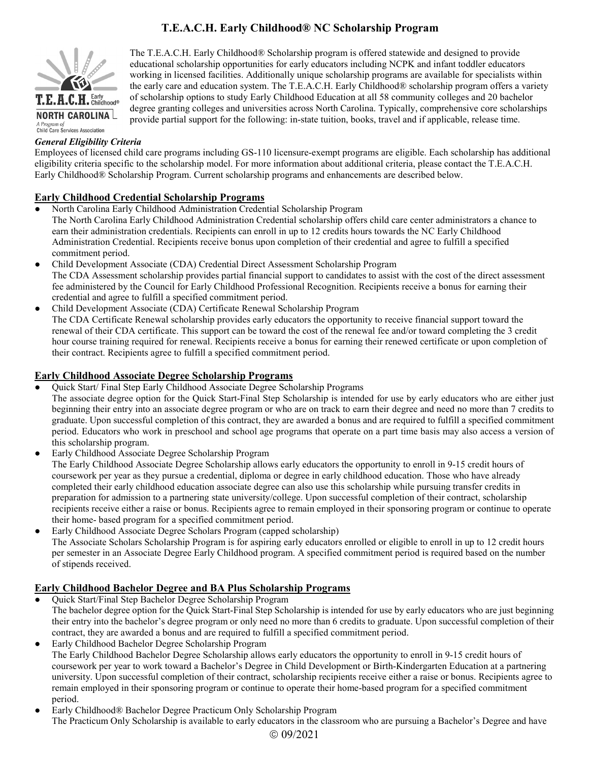# T.E.A.C.H. Early Childhood® NC Scholarship Program

The T.E.A.C.H. Early Childhood® Scholarship program is offered statewide and designed to provide educational scholarship opportunities for early educators including NCPK and infant toddler educators working in licensed facilities. Additionally unique scholarship programs are available for specialists within the early care and education system. The T.E.A.C.H. Early Childhood® scholarship program offers a variety of scholarship options to study Early Childhood Education at all 58 community colleges and 20 bachelor degree granting colleges and universities across North Carolina. Typically, comprehensive core scholarships provide partial support for the following: in-state tuition, books, travel and if applicable, release time.

***General Eligibility Criteria***

Employees of licensed child care programs including GS-110 licensure-exempt programs are eligible. Each scholarship has additional eligibility criteria specific to the scholarship model. For more information about additional criteria, please contact the T.E.A.C.H. Early Childhood® Scholarship Program. Current scholarship programs and enhancements are described below.

## Early Childhood Credential Scholarship Programs

- North Carolina Early Childhood Administration Credential Scholarship Program
  The North Carolina Early Childhood Administration Credential scholarship offers child care center administrators a chance to earn their administration credentials. Recipients can enroll in up to 12 credits hours towards the NC Early Childhood Administration Credential. Recipients receive bonus upon completion of their credential and agree to fulfill a specified commitment period.
- Child Development Associate (CDA) Credential Direct Assessment Scholarship Program
  The CDA Assessment scholarship provides partial financial support to candidates to assist with the cost of the direct assessment fee administered by the Council for Early Childhood Professional Recognition. Recipients receive a bonus for earning their credential and agree to fulfill a specified commitment period.
- Child Development Associate (CDA) Certificate Renewal Scholarship Program
  The CDA Certificate Renewal scholarship provides early educators the opportunity to receive financial support toward the renewal of their CDA certificate. This support can be toward the cost of the renewal fee and/or toward completing the 3 credit hour course training required for renewal. Recipients receive a bonus for earning their renewed certificate or upon completion of their contract. Recipients agree to fulfill a specified commitment period.

## Early Childhood Associate Degree Scholarship Programs

- Quick Start/ Final Step Early Childhood Associate Degree Scholarship Programs
  The associate degree option for the Quick Start-Final Step Scholarship is intended for use by early educators who are either just beginning their entry into an associate degree program or who are on track to earn their degree and need no more than 7 credits to graduate. Upon successful completion of this contract, they are awarded a bonus and are required to fulfill a specified commitment period. Educators who work in preschool and school age programs that operate on a part time basis may also access a version of this scholarship program.
- Early Childhood Associate Degree Scholarship Program
  The Early Childhood Associate Degree Scholarship allows early educators the opportunity to enroll in 9-15 credit hours of coursework per year as they pursue a credential, diploma or degree in early childhood education. Those who have already completed their early childhood education associate degree can also use this scholarship while pursuing transfer credits in preparation for admission to a partnering state university/college. Upon successful completion of their contract, scholarship recipients receive either a raise or bonus. Recipients agree to remain employed in their sponsoring program or continue to operate their home- based program for a specified commitment period.
- Early Childhood Associate Degree Scholars Program (capped scholarship)
  The Associate Scholars Scholarship Program is for aspiring early educators enrolled or eligible to enroll in up to 12 credit hours per semester in an Associate Degree Early Childhood program. A specified commitment period is required based on the number of stipends received.

## Early Childhood Bachelor Degree and BA Plus Scholarship Programs

- Quick Start/Final Step Bachelor Degree Scholarship Program
  The bachelor degree option for the Quick Start-Final Step Scholarship is intended for use by early educators who are just beginning their entry into the bachelor's degree program or only need no more than 6 credits to graduate. Upon successful completion of their contract, they are awarded a bonus and are required to fulfill a specified commitment period.
- Early Childhood Bachelor Degree Scholarship Program
  The Early Childhood Bachelor Degree Scholarship allows early educators the opportunity to enroll in 9-15 credit hours of coursework per year to work toward a Bachelor's Degree in Child Development or Birth-Kindergarten Education at a partnering university. Upon successful completion of their contract, scholarship recipients receive either a raise or bonus. Recipients agree to remain employed in their sponsoring program or continue to operate their home-based program for a specified commitment period.
- Early Childhood® Bachelor Degree Practicum Only Scholarship Program
  The Practicum Only Scholarship is available to early educators in the classroom who are pursuing a Bachelor's Degree and have

© 09/2021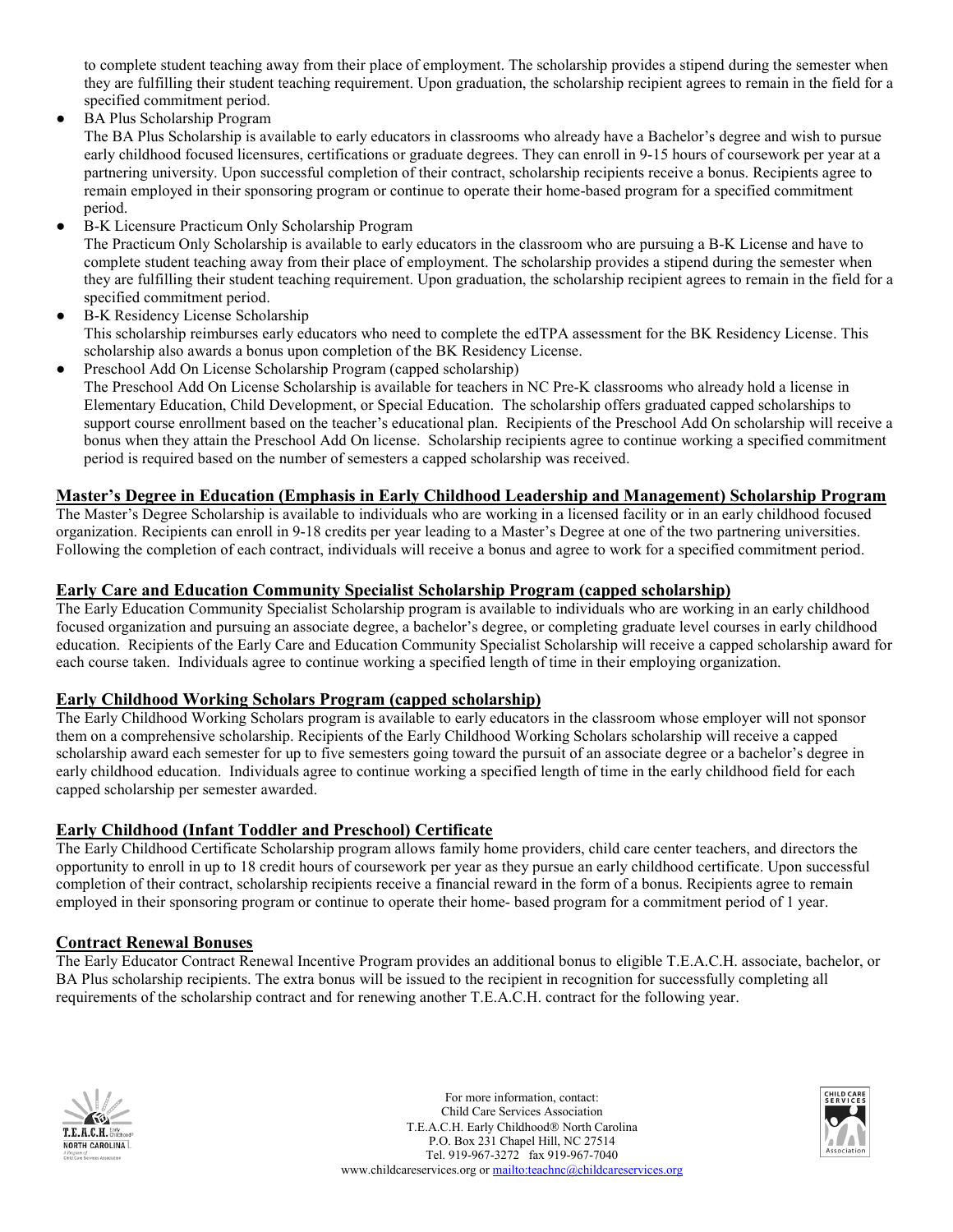to complete student teaching away from their place of employment. The scholarship provides a stipend during the semester when they are fulfilling their student teaching requirement. Upon graduation, the scholarship recipient agrees to remain in the field for a specified commitment period.

- BA Plus Scholarship Program
  The BA Plus Scholarship is available to early educators in classrooms who already have a Bachelor's degree and wish to pursue early childhood focused licensures, certifications or graduate degrees. They can enroll in 9-15 hours of coursework per year at a partnering university. Upon successful completion of their contract, scholarship recipients receive a bonus. Recipients agree to remain employed in their sponsoring program or continue to operate their home-based program for a specified commitment period.
- B-K Licensure Practicum Only Scholarship Program
  The Practicum Only Scholarship is available to early educators in the classroom who are pursuing a B-K License and have to complete student teaching away from their place of employment. The scholarship provides a stipend during the semester when they are fulfilling their student teaching requirement. Upon graduation, the scholarship recipient agrees to remain in the field for a specified commitment period.
- B-K Residency License Scholarship
  This scholarship reimburses early educators who need to complete the edTPA assessment for the BK Residency License. This scholarship also awards a bonus upon completion of the BK Residency License.
- Preschool Add On License Scholarship Program (capped scholarship)
  The Preschool Add On License Scholarship is available for teachers in NC Pre-K classrooms who already hold a license in Elementary Education, Child Development, or Special Education. The scholarship offers graduated capped scholarships to support course enrollment based on the teacher's educational plan. Recipients of the Preschool Add On scholarship will receive a bonus when they attain the Preschool Add On license. Scholarship recipients agree to continue working a specified commitment period is required based on the number of semesters a capped scholarship was received.

## Master's Degree in Education (Emphasis in Early Childhood Leadership and Management) Scholarship Program

The Master's Degree Scholarship is available to individuals who are working in a licensed facility or in an early childhood focused organization. Recipients can enroll in 9-18 credits per year leading to a Master's Degree at one of the two partnering universities. Following the completion of each contract, individuals will receive a bonus and agree to work for a specified commitment period.

## Early Care and Education Community Specialist Scholarship Program (capped scholarship)

The Early Education Community Specialist Scholarship program is available to individuals who are working in an early childhood focused organization and pursuing an associate degree, a bachelor's degree, or completing graduate level courses in early childhood education. Recipients of the Early Care and Education Community Specialist Scholarship will receive a capped scholarship award for each course taken. Individuals agree to continue working a specified length of time in their employing organization.

## Early Childhood Working Scholars Program (capped scholarship)

The Early Childhood Working Scholars program is available to early educators in the classroom whose employer will not sponsor them on a comprehensive scholarship. Recipients of the Early Childhood Working Scholars scholarship will receive a capped scholarship award each semester for up to five semesters going toward the pursuit of an associate degree or a bachelor's degree in early childhood education. Individuals agree to continue working a specified length of time in the early childhood field for each capped scholarship per semester awarded.

## Early Childhood (Infant Toddler and Preschool) Certificate

The Early Childhood Certificate Scholarship program allows family home providers, child care center teachers, and directors the opportunity to enroll in up to 18 credit hours of coursework per year as they pursue an early childhood certificate. Upon successful completion of their contract, scholarship recipients receive a financial reward in the form of a bonus. Recipients agree to remain employed in their sponsoring program or continue to operate their home- based program for a commitment period of 1 year.

## Contract Renewal Bonuses

The Early Educator Contract Renewal Incentive Program provides an additional bonus to eligible T.E.A.C.H. associate, bachelor, or BA Plus scholarship recipients. The extra bonus will be issued to the recipient in recognition for successfully completing all requirements of the scholarship contract and for renewing another T.E.A.C.H. contract for the following year.

For more information, contact:
Child Care Services Association
T.E.A.C.H. Early Childhood® North Carolina
P.O. Box 231 Chapel Hill, NC 27514
Tel. 919-967-3272 fax 919-967-7040
www.childcareservices.org or mailto:teachnc@childcareservices.org